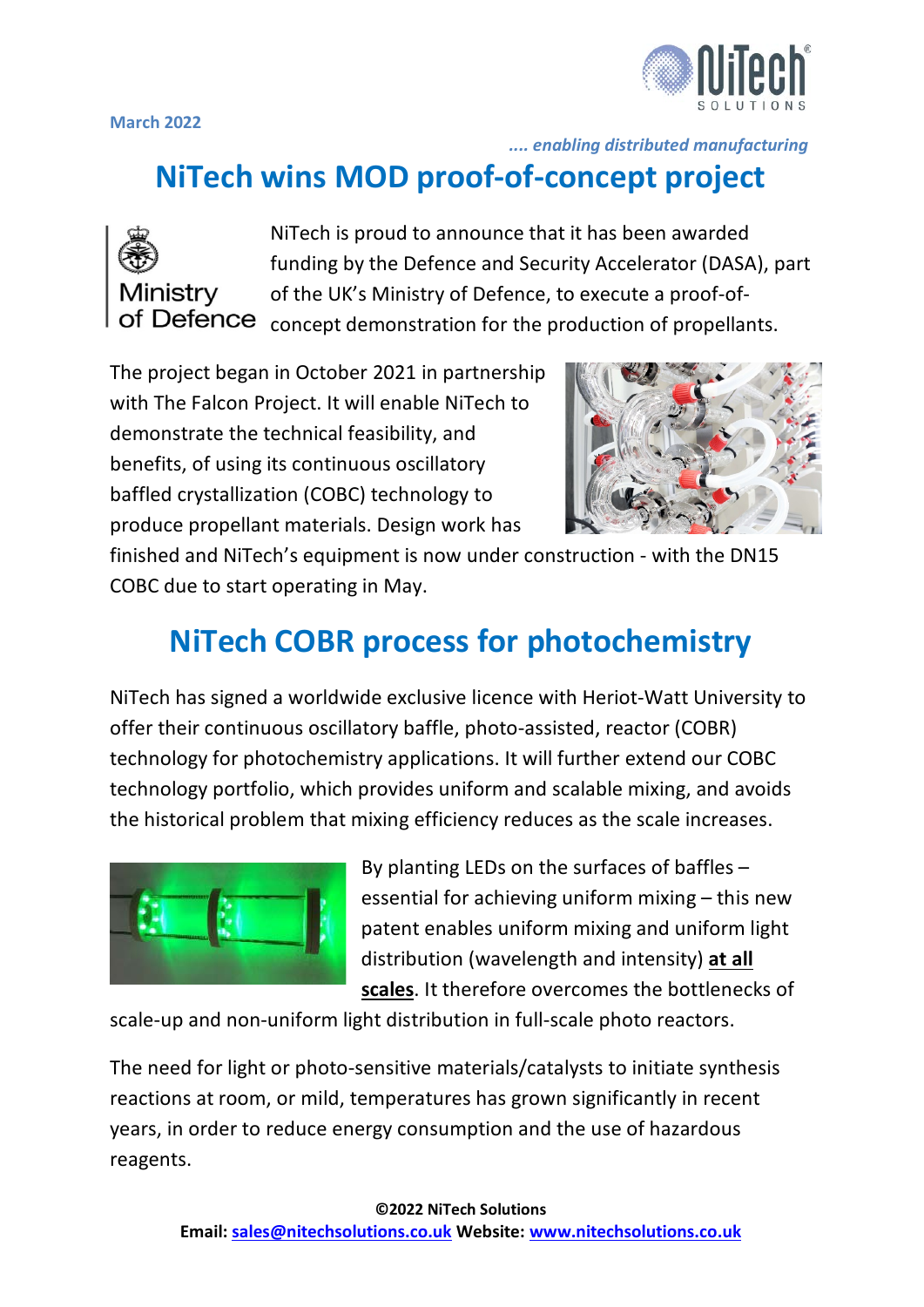March 2022

*.... enabling distributed manufacturing*

# NiTech wins MOD proof-of-concept project

NiTech is proud to announce that it has been awarded funding by the Defence and Security Accelerator (DASA), part of the UK's Ministry of Defence, to execute a proof-of-concept demonstration for the production of propellants.

The project began in October 2021 in partnership with The Falcon Project. It will enable NiTech to demonstrate the technical feasibility, and benefits, of using its continuous oscillatory baffled crystallization (COBC) technology to produce propellant materials. Design work has finished and NiTech's equipment is now under construction - with the DN15 COBC due to start operating in May.

# NiTech COBR process for photochemistry

NiTech has signed a worldwide exclusive licence with Heriot-Watt University to offer their continuous oscillatory baffle, photo-assisted, reactor (COBR) technology for photochemistry applications. It will further extend our COBC technology portfolio, which provides uniform and scalable mixing, and avoids the historical problem that mixing efficiency reduces as the scale increases.

By planting LEDs on the surfaces of baffles – essential for achieving uniform mixing – this new patent enables uniform mixing and uniform light distribution (wavelength and intensity) **at all scales**. It therefore overcomes the bottlenecks of scale-up and non-uniform light distribution in full-scale photo reactors.

The need for light or photo-sensitive materials/catalysts to initiate synthesis reactions at room, or mild, temperatures has grown significantly in recent years, in order to reduce energy consumption and the use of hazardous reagents.

**©2022 NiTech Solutions**
**Email: sales@nitechsolutions.co.uk Website: www.nitechsolutions.co.uk**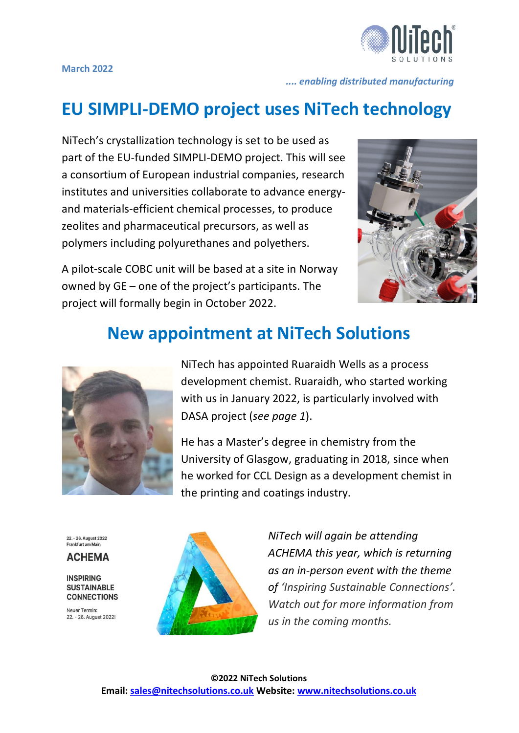March 2022

*.... enabling distributed manufacturing*

# EU SIMPLI-DEMO project uses NiTech technology

NiTech's crystallization technology is set to be used as part of the EU-funded SIMPLI-DEMO project. This will see a consortium of European industrial companies, research institutes and universities collaborate to advance energy- and materials-efficient chemical processes, to produce zeolites and pharmaceutical precursors, as well as polymers including polyurethanes and polyethers.

A pilot-scale COBC unit will be based at a site in Norway owned by GE – one of the project's participants. The project will formally begin in October 2022.

# New appointment at NiTech Solutions

NiTech has appointed Ruaraidh Wells as a process development chemist. Ruaraidh, who started working with us in January 2022, is particularly involved with DASA project (*see page 1*).

He has a Master's degree in chemistry from the University of Glasgow, graduating in 2018, since when he worked for CCL Design as a development chemist in the printing and coatings industry.

22. - 26. August 2022
Frankfurt am Main

ACHEMA

INSPIRING SUSTAINABLE CONNECTIONS

Neuer Termin:
22. - 26. August 2022!

*NiTech will again be attending ACHEMA this year, which is returning as an in-person event with the theme of 'Inspiring Sustainable Connections'. Watch out for more information from us in the coming months.*

**©2022 NiTech Solutions**
**Email: sales@nitechsolutions.co.uk Website: www.nitechsolutions.co.uk**